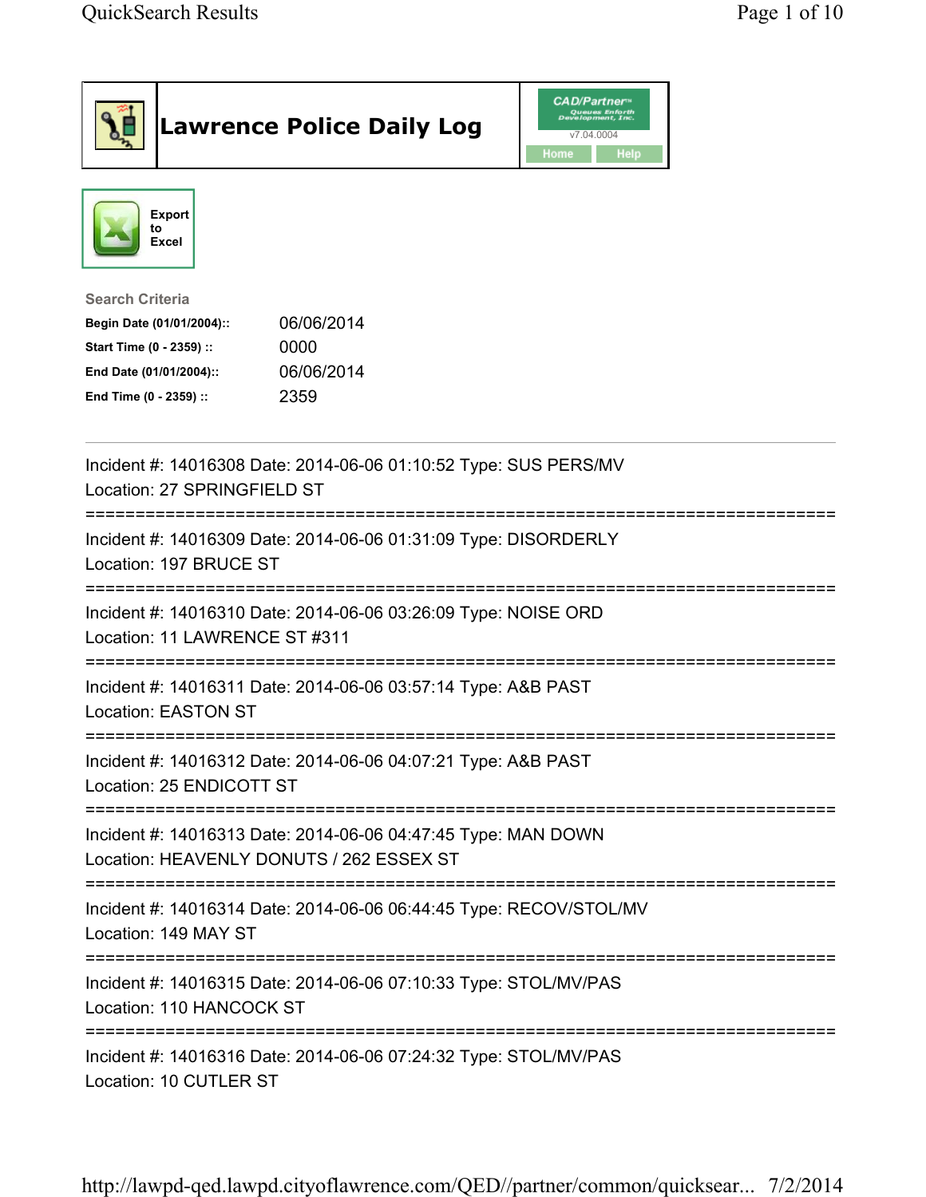# Lawrence Police Daily Log

CAD/Partner™
v7.04.0004
Home Help

Export to Excel

**Search Criteria**

| | |
|---|---|
| **Begin Date (01/01/2004)::** | 06/06/2014 |
| **Start Time (0 - 2359) ::** | 0000 |
| **End Date (01/01/2004)::** | 06/06/2014 |
| **End Time (0 - 2359) ::** | 2359 |

---

Incident #: 14016308 Date: 2014-06-06 01:10:52 Type: SUS PERS/MV
Location: 27 SPRINGFIELD ST

===========================================================================

Incident #: 14016309 Date: 2014-06-06 01:31:09 Type: DISORDERLY
Location: 197 BRUCE ST

===========================================================================

Incident #: 14016310 Date: 2014-06-06 03:26:09 Type: NOISE ORD
Location: 11 LAWRENCE ST #311

===========================================================================

Incident #: 14016311 Date: 2014-06-06 03:57:14 Type: A&B PAST
Location: EASTON ST

===========================================================================

Incident #: 14016312 Date: 2014-06-06 04:07:21 Type: A&B PAST
Location: 25 ENDICOTT ST

===========================================================================

Incident #: 14016313 Date: 2014-06-06 04:47:45 Type: MAN DOWN
Location: HEAVENLY DONUTS / 262 ESSEX ST

===========================================================================

Incident #: 14016314 Date: 2014-06-06 06:44:45 Type: RECOV/STOL/MV
Location: 149 MAY ST

===========================================================================

Incident #: 14016315 Date: 2014-06-06 07:10:33 Type: STOL/MV/PAS
Location: 110 HANCOCK ST

===========================================================================

Incident #: 14016316 Date: 2014-06-06 07:24:32 Type: STOL/MV/PAS
Location: 10 CUTLER ST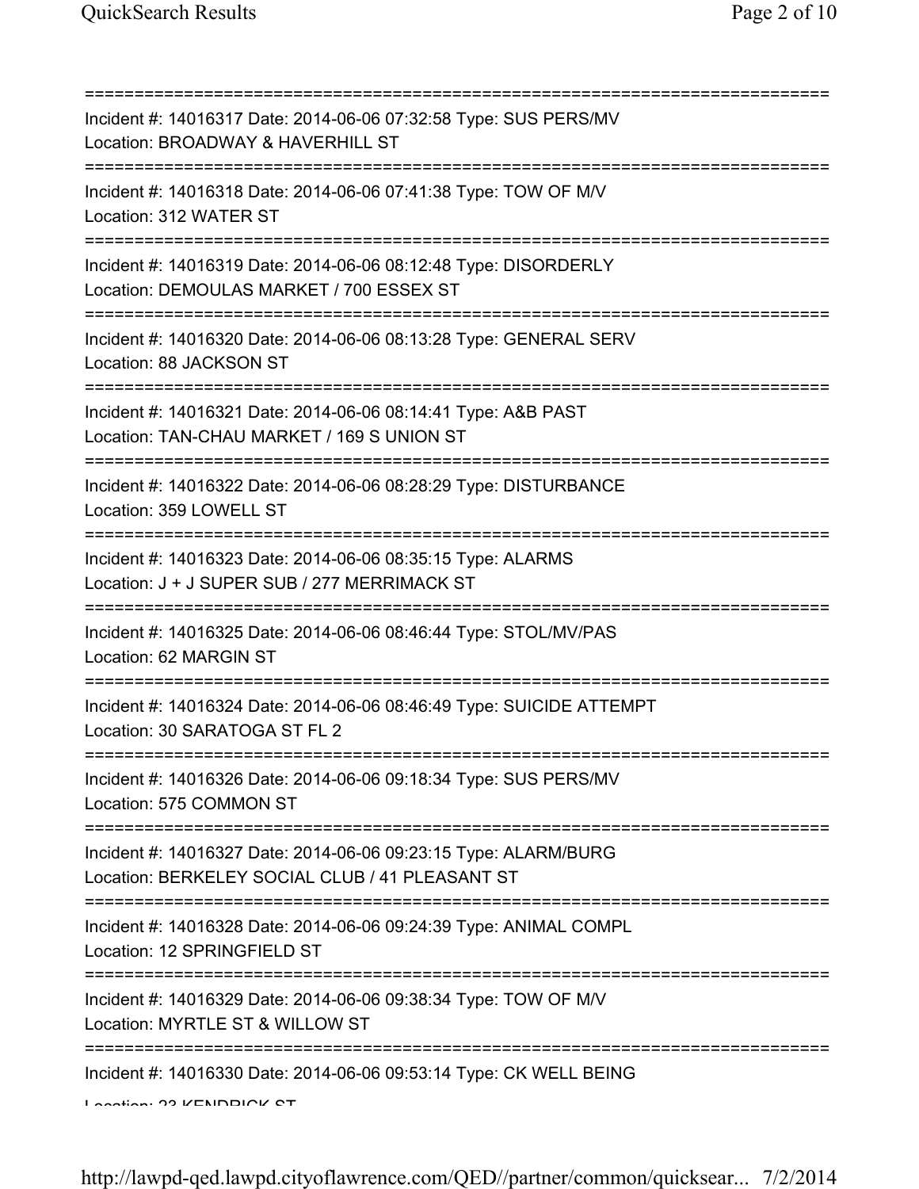===========================================================================
Incident #: 14016317 Date: 2014-06-06 07:32:58 Type: SUS PERS/MV
Location: BROADWAY & HAVERHILL ST
===========================================================================
Incident #: 14016318 Date: 2014-06-06 07:41:38 Type: TOW OF M/V
Location: 312 WATER ST
===========================================================================
Incident #: 14016319 Date: 2014-06-06 08:12:48 Type: DISORDERLY
Location: DEMOULAS MARKET / 700 ESSEX ST
===========================================================================
Incident #: 14016320 Date: 2014-06-06 08:13:28 Type: GENERAL SERV
Location: 88 JACKSON ST
===========================================================================
Incident #: 14016321 Date: 2014-06-06 08:14:41 Type: A&B PAST
Location: TAN-CHAU MARKET / 169 S UNION ST
===========================================================================
Incident #: 14016322 Date: 2014-06-06 08:28:29 Type: DISTURBANCE
Location: 359 LOWELL ST
===========================================================================
Incident #: 14016323 Date: 2014-06-06 08:35:15 Type: ALARMS
Location: J + J SUPER SUB / 277 MERRIMACK ST
===========================================================================
Incident #: 14016325 Date: 2014-06-06 08:46:44 Type: STOL/MV/PAS
Location: 62 MARGIN ST
===========================================================================
Incident #: 14016324 Date: 2014-06-06 08:46:49 Type: SUICIDE ATTEMPT
Location: 30 SARATOGA ST FL 2
===========================================================================
Incident #: 14016326 Date: 2014-06-06 09:18:34 Type: SUS PERS/MV
Location: 575 COMMON ST
===========================================================================
Incident #: 14016327 Date: 2014-06-06 09:23:15 Type: ALARM/BURG
Location: BERKELEY SOCIAL CLUB / 41 PLEASANT ST
===========================================================================
Incident #: 14016328 Date: 2014-06-06 09:24:39 Type: ANIMAL COMPL
Location: 12 SPRINGFIELD ST
===========================================================================
Incident #: 14016329 Date: 2014-06-06 09:38:34 Type: TOW OF M/V
Location: MYRTLE ST & WILLOW ST
===========================================================================
Incident #: 14016330 Date: 2014-06-06 09:53:14 Type: CK WELL BEING
Location: 23 KENDRICK ST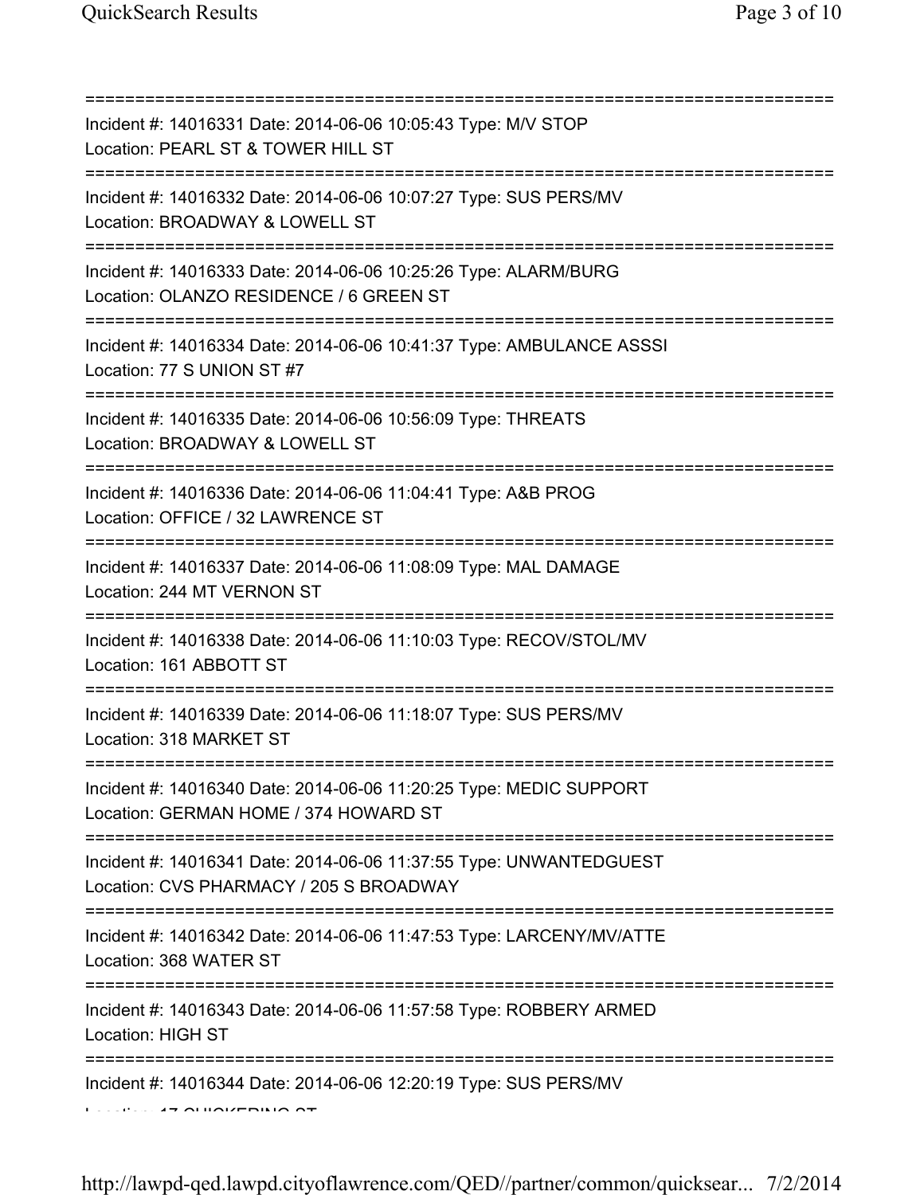===========================================================================
Incident #: 14016331 Date: 2014-06-06 10:05:43 Type: M/V STOP
Location: PEARL ST & TOWER HILL ST
===========================================================================
Incident #: 14016332 Date: 2014-06-06 10:07:27 Type: SUS PERS/MV
Location: BROADWAY & LOWELL ST
===========================================================================
Incident #: 14016333 Date: 2014-06-06 10:25:26 Type: ALARM/BURG
Location: OLANZO RESIDENCE / 6 GREEN ST
===========================================================================
Incident #: 14016334 Date: 2014-06-06 10:41:37 Type: AMBULANCE ASSSI
Location: 77 S UNION ST #7
===========================================================================
Incident #: 14016335 Date: 2014-06-06 10:56:09 Type: THREATS
Location: BROADWAY & LOWELL ST
===========================================================================
Incident #: 14016336 Date: 2014-06-06 11:04:41 Type: A&B PROG
Location: OFFICE / 32 LAWRENCE ST
===========================================================================
Incident #: 14016337 Date: 2014-06-06 11:08:09 Type: MAL DAMAGE
Location: 244 MT VERNON ST
===========================================================================
Incident #: 14016338 Date: 2014-06-06 11:10:03 Type: RECOV/STOL/MV
Location: 161 ABBOTT ST
===========================================================================
Incident #: 14016339 Date: 2014-06-06 11:18:07 Type: SUS PERS/MV
Location: 318 MARKET ST
===========================================================================
Incident #: 14016340 Date: 2014-06-06 11:20:25 Type: MEDIC SUPPORT
Location: GERMAN HOME / 374 HOWARD ST
===========================================================================
Incident #: 14016341 Date: 2014-06-06 11:37:55 Type: UNWANTEDGUEST
Location: CVS PHARMACY / 205 S BROADWAY
===========================================================================
Incident #: 14016342 Date: 2014-06-06 11:47:53 Type: LARCENY/MV/ATTE
Location: 368 WATER ST
===========================================================================
Incident #: 14016343 Date: 2014-06-06 11:57:58 Type: ROBBERY ARMED
Location: HIGH ST
===========================================================================
Incident #: 14016344 Date: 2014-06-06 12:20:19 Type: SUS PERS/MV
Location: 17 CHICKERING ST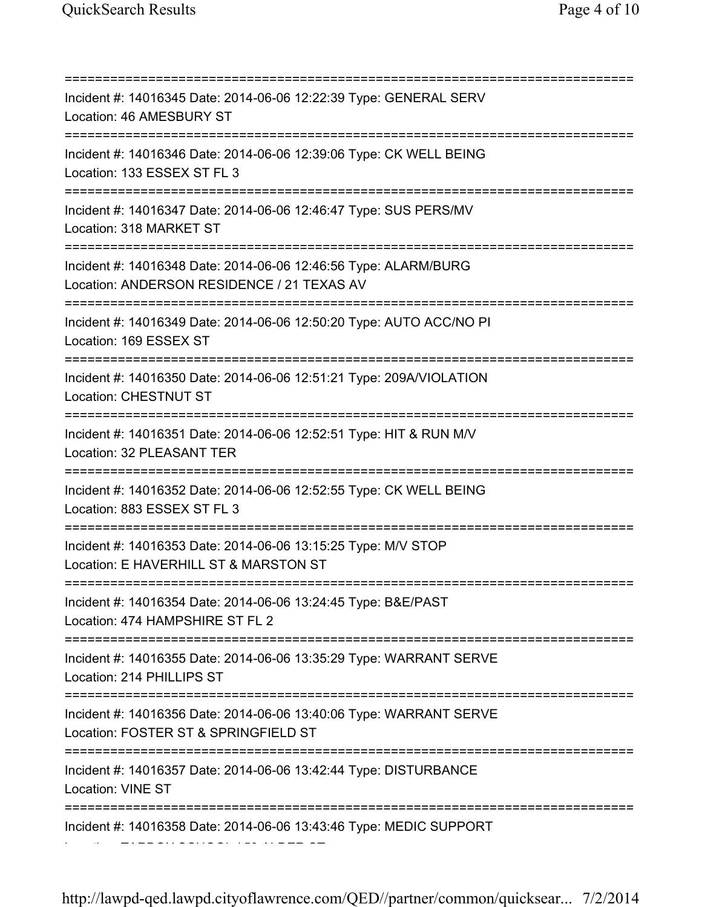===========================================================================
Incident #: 14016345 Date: 2014-06-06 12:22:39 Type: GENERAL SERV
Location: 46 AMESBURY ST
===========================================================================
Incident #: 14016346 Date: 2014-06-06 12:39:06 Type: CK WELL BEING
Location: 133 ESSEX ST FL 3
===========================================================================
Incident #: 14016347 Date: 2014-06-06 12:46:47 Type: SUS PERS/MV
Location: 318 MARKET ST
===========================================================================
Incident #: 14016348 Date: 2014-06-06 12:46:56 Type: ALARM/BURG
Location: ANDERSON RESIDENCE / 21 TEXAS AV
===========================================================================
Incident #: 14016349 Date: 2014-06-06 12:50:20 Type: AUTO ACC/NO PI
Location: 169 ESSEX ST
===========================================================================
Incident #: 14016350 Date: 2014-06-06 12:51:21 Type: 209A/VIOLATION
Location: CHESTNUT ST
===========================================================================
Incident #: 14016351 Date: 2014-06-06 12:52:51 Type: HIT & RUN M/V
Location: 32 PLEASANT TER
===========================================================================
Incident #: 14016352 Date: 2014-06-06 12:52:55 Type: CK WELL BEING
Location: 883 ESSEX ST FL 3
===========================================================================
Incident #: 14016353 Date: 2014-06-06 13:15:25 Type: M/V STOP
Location: E HAVERHILL ST & MARSTON ST
===========================================================================
Incident #: 14016354 Date: 2014-06-06 13:24:45 Type: B&E/PAST
Location: 474 HAMPSHIRE ST FL 2
===========================================================================
Incident #: 14016355 Date: 2014-06-06 13:35:29 Type: WARRANT SERVE
Location: 214 PHILLIPS ST
===========================================================================
Incident #: 14016356 Date: 2014-06-06 13:40:06 Type: WARRANT SERVE
Location: FOSTER ST & SPRINGFIELD ST
===========================================================================
Incident #: 14016357 Date: 2014-06-06 13:42:44 Type: DISTURBANCE
Location: VINE ST
===========================================================================
Incident #: 14016358 Date: 2014-06-06 13:43:46 Type: MEDIC SUPPORT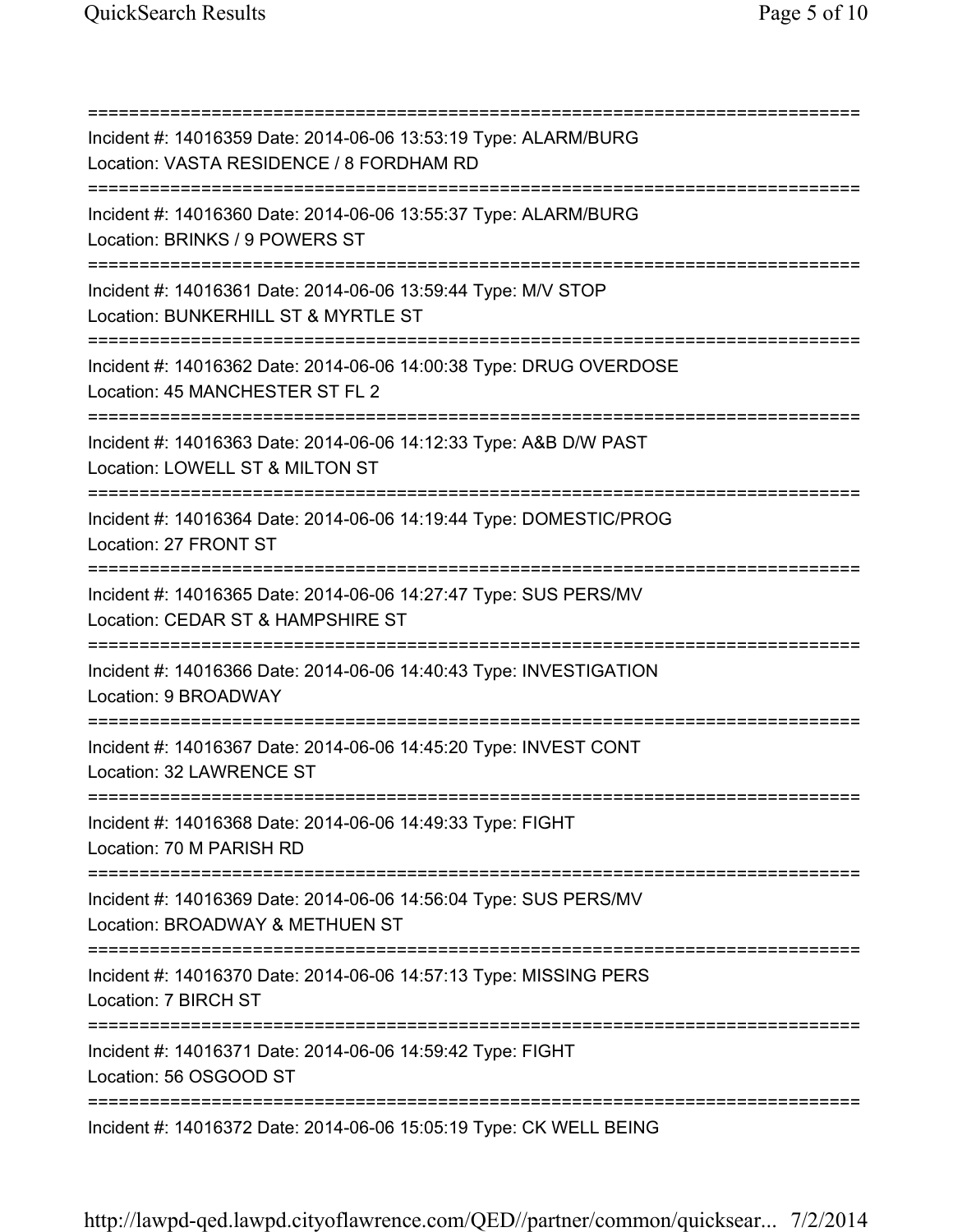===========================================================================

Incident #: 14016359 Date: 2014-06-06 13:53:19 Type: ALARM/BURG
Location: VASTA RESIDENCE / 8 FORDHAM RD

===========================================================================

Incident #: 14016360 Date: 2014-06-06 13:55:37 Type: ALARM/BURG
Location: BRINKS / 9 POWERS ST

===========================================================================

Incident #: 14016361 Date: 2014-06-06 13:59:44 Type: M/V STOP
Location: BUNKERHILL ST & MYRTLE ST

===========================================================================

Incident #: 14016362 Date: 2014-06-06 14:00:38 Type: DRUG OVERDOSE
Location: 45 MANCHESTER ST FL 2

===========================================================================

Incident #: 14016363 Date: 2014-06-06 14:12:33 Type: A&B D/W PAST
Location: LOWELL ST & MILTON ST

===========================================================================

Incident #: 14016364 Date: 2014-06-06 14:19:44 Type: DOMESTIC/PROG
Location: 27 FRONT ST

===========================================================================

Incident #: 14016365 Date: 2014-06-06 14:27:47 Type: SUS PERS/MV
Location: CEDAR ST & HAMPSHIRE ST

===========================================================================

Incident #: 14016366 Date: 2014-06-06 14:40:43 Type: INVESTIGATION
Location: 9 BROADWAY

===========================================================================

Incident #: 14016367 Date: 2014-06-06 14:45:20 Type: INVEST CONT
Location: 32 LAWRENCE ST

===========================================================================

Incident #: 14016368 Date: 2014-06-06 14:49:33 Type: FIGHT
Location: 70 M PARISH RD

===========================================================================

Incident #: 14016369 Date: 2014-06-06 14:56:04 Type: SUS PERS/MV
Location: BROADWAY & METHUEN ST

===========================================================================

Incident #: 14016370 Date: 2014-06-06 14:57:13 Type: MISSING PERS
Location: 7 BIRCH ST

===========================================================================

Incident #: 14016371 Date: 2014-06-06 14:59:42 Type: FIGHT
Location: 56 OSGOOD ST

===========================================================================

Incident #: 14016372 Date: 2014-06-06 15:05:19 Type: CK WELL BEING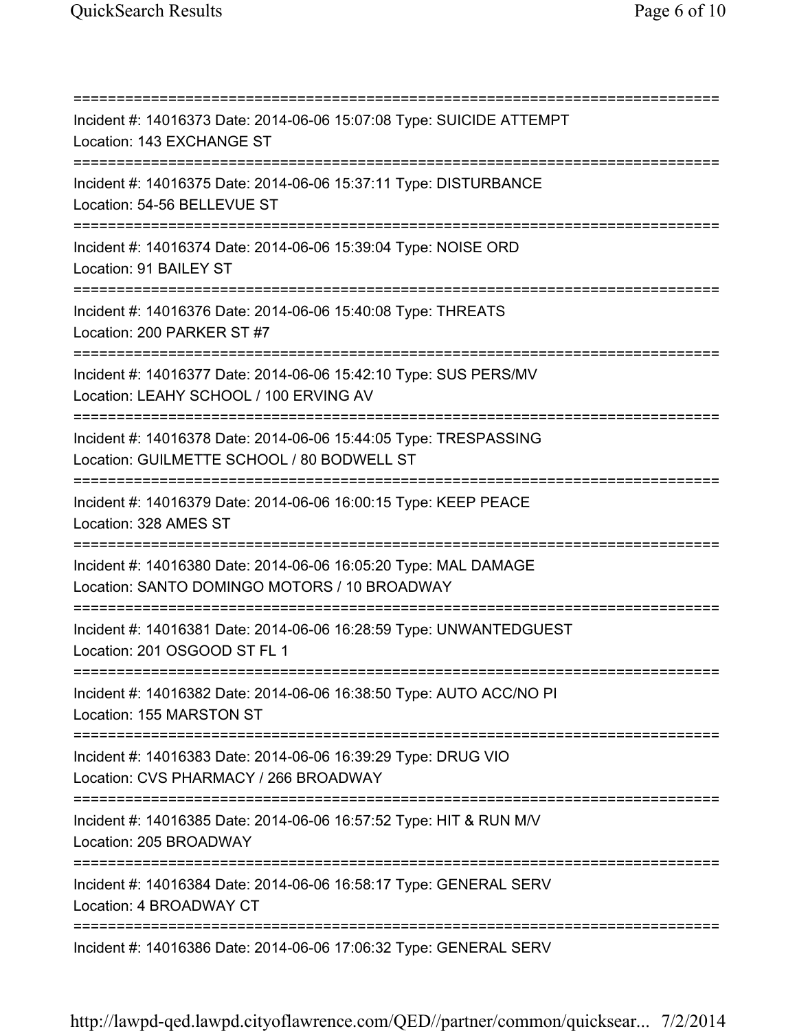===========================================================================

Incident #: 14016373 Date: 2014-06-06 15:07:08 Type: SUICIDE ATTEMPT
Location: 143 EXCHANGE ST

===========================================================================

Incident #: 14016375 Date: 2014-06-06 15:37:11 Type: DISTURBANCE
Location: 54-56 BELLEVUE ST

===========================================================================

Incident #: 14016374 Date: 2014-06-06 15:39:04 Type: NOISE ORD
Location: 91 BAILEY ST

===========================================================================

Incident #: 14016376 Date: 2014-06-06 15:40:08 Type: THREATS
Location: 200 PARKER ST #7

===========================================================================

Incident #: 14016377 Date: 2014-06-06 15:42:10 Type: SUS PERS/MV
Location: LEAHY SCHOOL / 100 ERVING AV

===========================================================================

Incident #: 14016378 Date: 2014-06-06 15:44:05 Type: TRESPASSING
Location: GUILMETTE SCHOOL / 80 BODWELL ST

===========================================================================

Incident #: 14016379 Date: 2014-06-06 16:00:15 Type: KEEP PEACE
Location: 328 AMES ST

===========================================================================

Incident #: 14016380 Date: 2014-06-06 16:05:20 Type: MAL DAMAGE
Location: SANTO DOMINGO MOTORS / 10 BROADWAY

===========================================================================

Incident #: 14016381 Date: 2014-06-06 16:28:59 Type: UNWANTEDGUEST
Location: 201 OSGOOD ST FL 1

===========================================================================

Incident #: 14016382 Date: 2014-06-06 16:38:50 Type: AUTO ACC/NO PI
Location: 155 MARSTON ST

===========================================================================

Incident #: 14016383 Date: 2014-06-06 16:39:29 Type: DRUG VIO
Location: CVS PHARMACY / 266 BROADWAY

===========================================================================

Incident #: 14016385 Date: 2014-06-06 16:57:52 Type: HIT & RUN M/V
Location: 205 BROADWAY

===========================================================================

Incident #: 14016384 Date: 2014-06-06 16:58:17 Type: GENERAL SERV
Location: 4 BROADWAY CT

===========================================================================

Incident #: 14016386 Date: 2014-06-06 17:06:32 Type: GENERAL SERV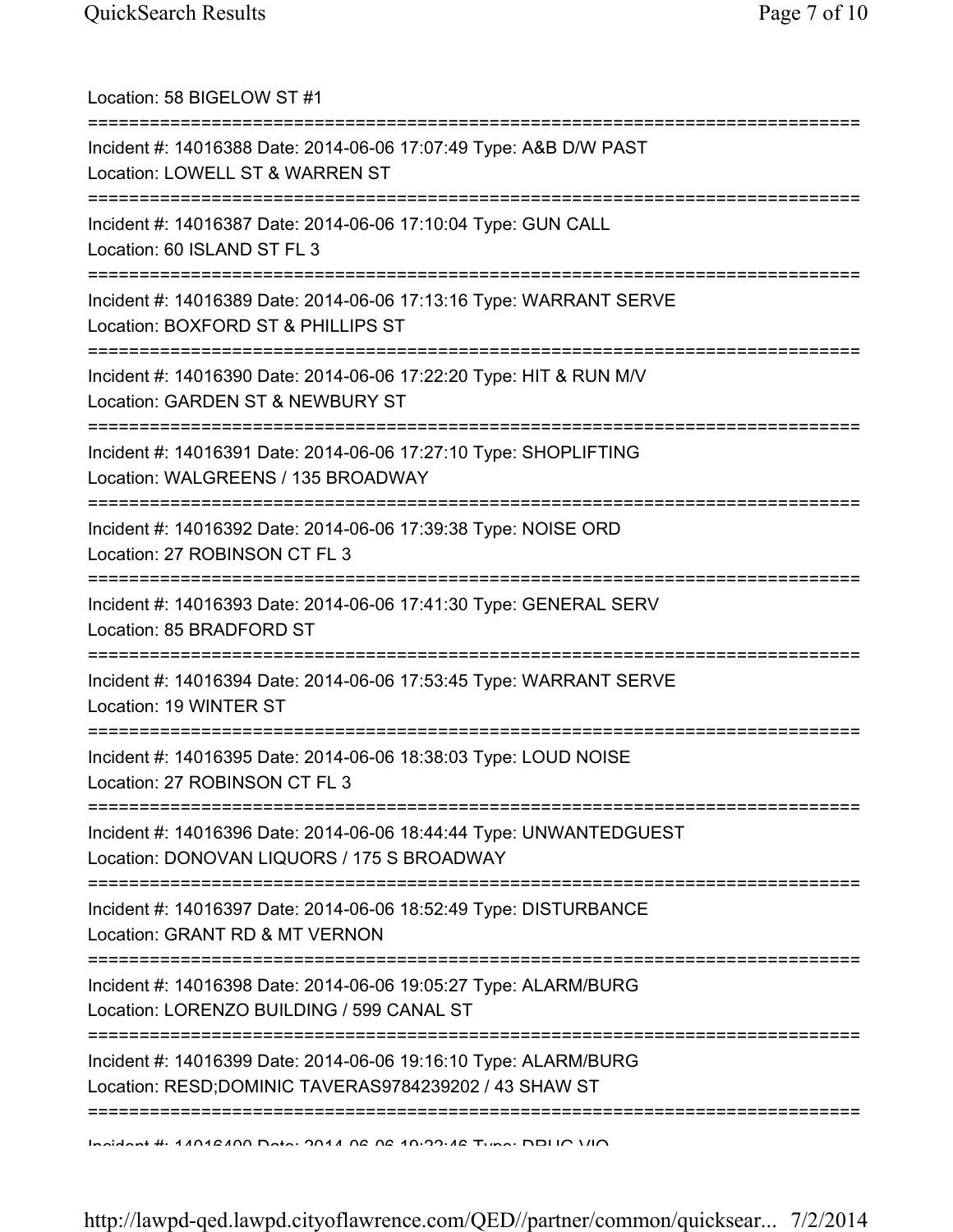Location: 58 BIGELOW ST #1

===========================================================================

Incident #: 14016388 Date: 2014-06-06 17:07:49 Type: A&B D/W PAST
Location: LOWELL ST & WARREN ST

===========================================================================

Incident #: 14016387 Date: 2014-06-06 17:10:04 Type: GUN CALL
Location: 60 ISLAND ST FL 3

===========================================================================

Incident #: 14016389 Date: 2014-06-06 17:13:16 Type: WARRANT SERVE
Location: BOXFORD ST & PHILLIPS ST

===========================================================================

Incident #: 14016390 Date: 2014-06-06 17:22:20 Type: HIT & RUN M/V
Location: GARDEN ST & NEWBURY ST

===========================================================================

Incident #: 14016391 Date: 2014-06-06 17:27:10 Type: SHOPLIFTING
Location: WALGREENS / 135 BROADWAY

===========================================================================

Incident #: 14016392 Date: 2014-06-06 17:39:38 Type: NOISE ORD
Location: 27 ROBINSON CT FL 3

===========================================================================

Incident #: 14016393 Date: 2014-06-06 17:41:30 Type: GENERAL SERV
Location: 85 BRADFORD ST

===========================================================================

Incident #: 14016394 Date: 2014-06-06 17:53:45 Type: WARRANT SERVE
Location: 19 WINTER ST

===========================================================================

Incident #: 14016395 Date: 2014-06-06 18:38:03 Type: LOUD NOISE
Location: 27 ROBINSON CT FL 3

===========================================================================

Incident #: 14016396 Date: 2014-06-06 18:44:44 Type: UNWANTEDGUEST
Location: DONOVAN LIQUORS / 175 S BROADWAY

===========================================================================

Incident #: 14016397 Date: 2014-06-06 18:52:49 Type: DISTURBANCE
Location: GRANT RD & MT VERNON

===========================================================================

Incident #: 14016398 Date: 2014-06-06 19:05:27 Type: ALARM/BURG
Location: LORENZO BUILDING / 599 CANAL ST

===========================================================================

Incident #: 14016399 Date: 2014-06-06 19:16:10 Type: ALARM/BURG
Location: RESD;DOMINIC TAVERAS9784239202 / 43 SHAW ST

===========================================================================

Incident #: 14016400 Date: 2014-06-06 19:22:46 Type: DRUG VIO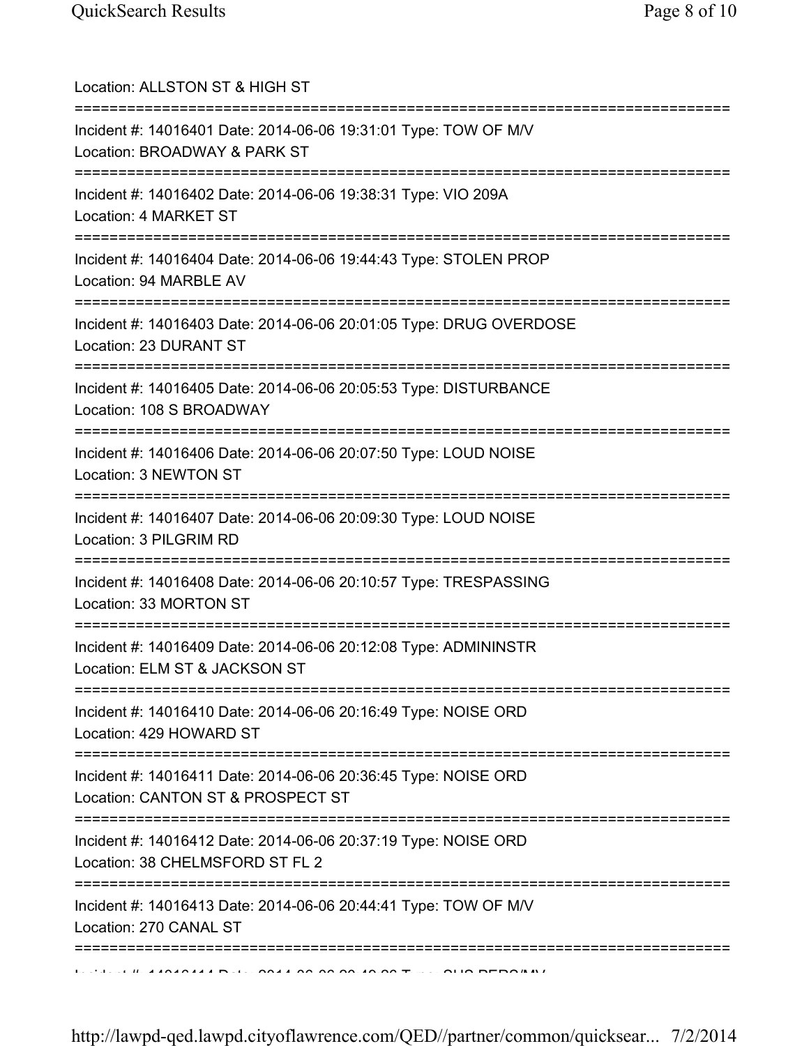Location: ALLSTON ST & HIGH ST

===========================================================================

Incident #: 14016401 Date: 2014-06-06 19:31:01 Type: TOW OF M/V

Location: BROADWAY & PARK ST

===========================================================================

Incident #: 14016402 Date: 2014-06-06 19:38:31 Type: VIO 209A

Location: 4 MARKET ST

===========================================================================

Incident #: 14016404 Date: 2014-06-06 19:44:43 Type: STOLEN PROP

Location: 94 MARBLE AV

===========================================================================

Incident #: 14016403 Date: 2014-06-06 20:01:05 Type: DRUG OVERDOSE

Location: 23 DURANT ST

===========================================================================

Incident #: 14016405 Date: 2014-06-06 20:05:53 Type: DISTURBANCE

Location: 108 S BROADWAY

===========================================================================

Incident #: 14016406 Date: 2014-06-06 20:07:50 Type: LOUD NOISE

Location: 3 NEWTON ST

===========================================================================

Incident #: 14016407 Date: 2014-06-06 20:09:30 Type: LOUD NOISE

Location: 3 PILGRIM RD

===========================================================================

Incident #: 14016408 Date: 2014-06-06 20:10:57 Type: TRESPASSING

Location: 33 MORTON ST

===========================================================================

Incident #: 14016409 Date: 2014-06-06 20:12:08 Type: ADMININSTR

Location: ELM ST & JACKSON ST

===========================================================================

Incident #: 14016410 Date: 2014-06-06 20:16:49 Type: NOISE ORD

Location: 429 HOWARD ST

===========================================================================

Incident #: 14016411 Date: 2014-06-06 20:36:45 Type: NOISE ORD

Location: CANTON ST & PROSPECT ST

===========================================================================

Incident #: 14016412 Date: 2014-06-06 20:37:19 Type: NOISE ORD

Location: 38 CHELMSFORD ST FL 2

===========================================================================

Incident #: 14016413 Date: 2014-06-06 20:44:41 Type: TOW OF M/V

Location: 270 CANAL ST

===========================================================================

Incident #: 14016414 Date: 2014-06-06 20:49:26 Type: SUS PERS/MV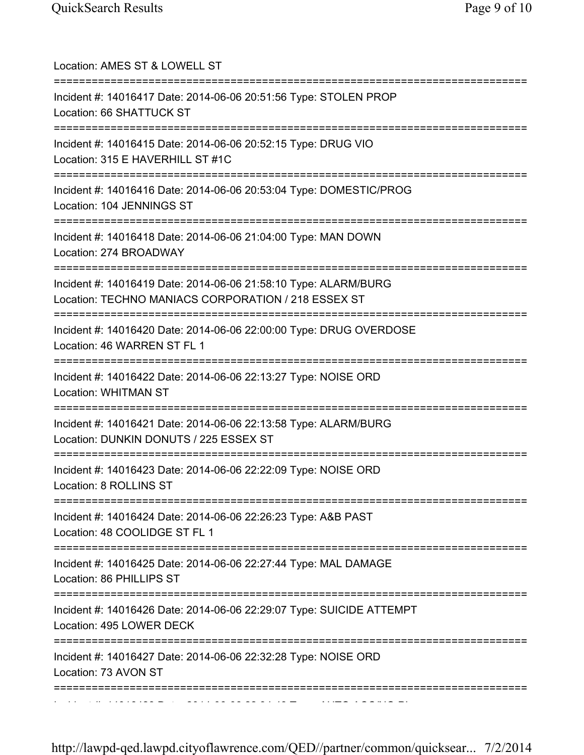Location: AMES ST & LOWELL ST

===========================================================================

Incident #: 14016417 Date: 2014-06-06 20:51:56 Type: STOLEN PROP
Location: 66 SHATTUCK ST

===========================================================================

Incident #: 14016415 Date: 2014-06-06 20:52:15 Type: DRUG VIO
Location: 315 E HAVERHILL ST #1C

===========================================================================

Incident #: 14016416 Date: 2014-06-06 20:53:04 Type: DOMESTIC/PROG
Location: 104 JENNINGS ST

===========================================================================

Incident #: 14016418 Date: 2014-06-06 21:04:00 Type: MAN DOWN
Location: 274 BROADWAY

===========================================================================

Incident #: 14016419 Date: 2014-06-06 21:58:10 Type: ALARM/BURG
Location: TECHNO MANIACS CORPORATION / 218 ESSEX ST

===========================================================================

Incident #: 14016420 Date: 2014-06-06 22:00:00 Type: DRUG OVERDOSE
Location: 46 WARREN ST FL 1

===========================================================================

Incident #: 14016422 Date: 2014-06-06 22:13:27 Type: NOISE ORD
Location: WHITMAN ST

===========================================================================

Incident #: 14016421 Date: 2014-06-06 22:13:58 Type: ALARM/BURG
Location: DUNKIN DONUTS / 225 ESSEX ST

===========================================================================

Incident #: 14016423 Date: 2014-06-06 22:22:09 Type: NOISE ORD
Location: 8 ROLLINS ST

===========================================================================

Incident #: 14016424 Date: 2014-06-06 22:26:23 Type: A&B PAST
Location: 48 COOLIDGE ST FL 1

===========================================================================

Incident #: 14016425 Date: 2014-06-06 22:27:44 Type: MAL DAMAGE
Location: 86 PHILLIPS ST

===========================================================================

Incident #: 14016426 Date: 2014-06-06 22:29:07 Type: SUICIDE ATTEMPT
Location: 495 LOWER DECK

===========================================================================

Incident #: 14016427 Date: 2014-06-06 22:32:28 Type: NOISE ORD
Location: 73 AVON ST

===========================================================================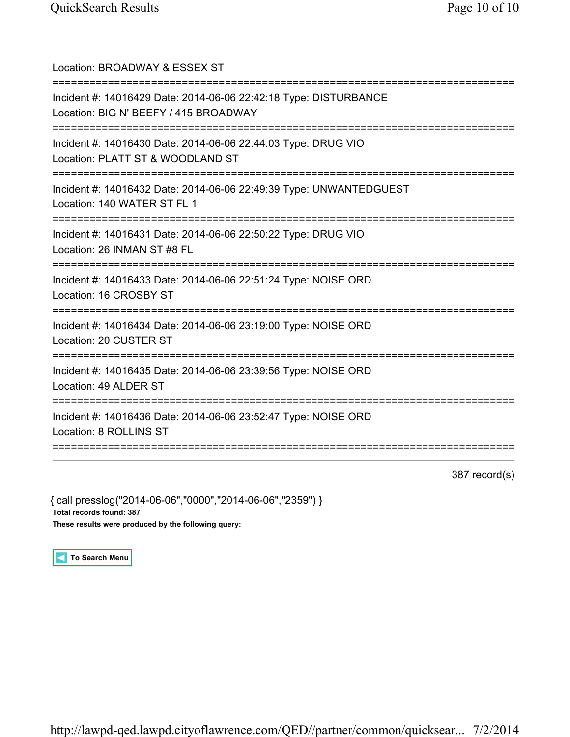Location: BROADWAY & ESSEX ST

===========================================================================

Incident #: 14016429 Date: 2014-06-06 22:42:18 Type: DISTURBANCE

Location: BIG N' BEEFY / 415 BROADWAY

===========================================================================

Incident #: 14016430 Date: 2014-06-06 22:44:03 Type: DRUG VIO

Location: PLATT ST & WOODLAND ST

===========================================================================

Incident #: 14016432 Date: 2014-06-06 22:49:39 Type: UNWANTEDGUEST

Location: 140 WATER ST FL 1

===========================================================================

Incident #: 14016431 Date: 2014-06-06 22:50:22 Type: DRUG VIO

Location: 26 INMAN ST #8 FL

===========================================================================

Incident #: 14016433 Date: 2014-06-06 22:51:24 Type: NOISE ORD

Location: 16 CROSBY ST

===========================================================================

Incident #: 14016434 Date: 2014-06-06 23:19:00 Type: NOISE ORD

Location: 20 CUSTER ST

===========================================================================

Incident #: 14016435 Date: 2014-06-06 23:39:56 Type: NOISE ORD

Location: 49 ALDER ST

===========================================================================

Incident #: 14016436 Date: 2014-06-06 23:52:47 Type: NOISE ORD

Location: 8 ROLLINS ST

===========================================================================

387 record(s)

{ call presslog("2014-06-06","0000","2014-06-06","2359") }

**Total records found: 387**

**These results were produced by the following query:**

To Search Menu